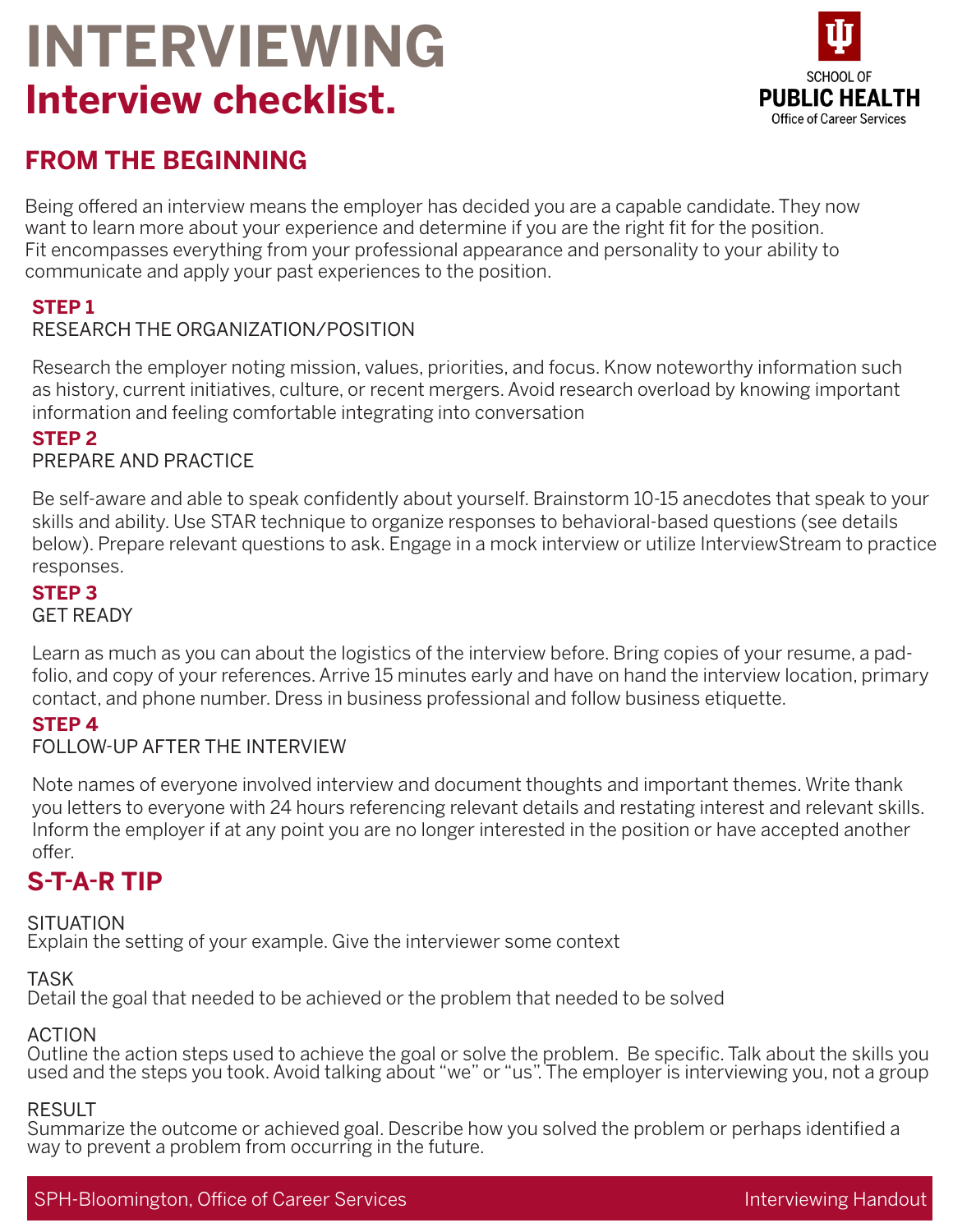# INTERVIEWING

## Interview checklist.

SCHOOL OF
PUBLIC HEALTH
Office of Career Services

## FROM THE BEGINNING

Being offered an interview means the employer has decided you are a capable candidate. They now want to learn more about your experience and determine if you are the right fit for the position. Fit encompasses everything from your professional appearance and personality to your ability to communicate and apply your past experiences to the position.

### STEP 1

RESEARCH THE ORGANIZATION/POSITION

Research the employer noting mission, values, priorities, and focus. Know noteworthy information such as history, current initiatives, culture, or recent mergers. Avoid research overload by knowing important information and feeling comfortable integrating into conversation

### STEP 2

PREPARE AND PRACTICE

Be self-aware and able to speak confidently about yourself. Brainstorm 10-15 anecdotes that speak to your skills and ability. Use STAR technique to organize responses to behavioral-based questions (see details below). Prepare relevant questions to ask. Engage in a mock interview or utilize InterviewStream to practice responses.

### STEP 3

GET READY

Learn as much as you can about the logistics of the interview before. Bring copies of your resume, a pad-folio, and copy of your references. Arrive 15 minutes early and have on hand the interview location, primary contact, and phone number. Dress in business professional and follow business etiquette.

### STEP 4

FOLLOW-UP AFTER THE INTERVIEW

Note names of everyone involved interview and document thoughts and important themes. Write thank you letters to everyone with 24 hours referencing relevant details and restating interest and relevant skills. Inform the employer if at any point you are no longer interested in the position or have accepted another offer.

## S-T-A-R TIP

SITUATION
Explain the setting of your example. Give the interviewer some context

TASK
Detail the goal that needed to be achieved or the problem that needed to be solved

ACTION
Outline the action steps used to achieve the goal or solve the problem. Be specific. Talk about the skills you used and the steps you took. Avoid talking about "we" or "us". The employer is interviewing you, not a group

RESULT
Summarize the outcome or achieved goal. Describe how you solved the problem or perhaps identified a way to prevent a problem from occurring in the future.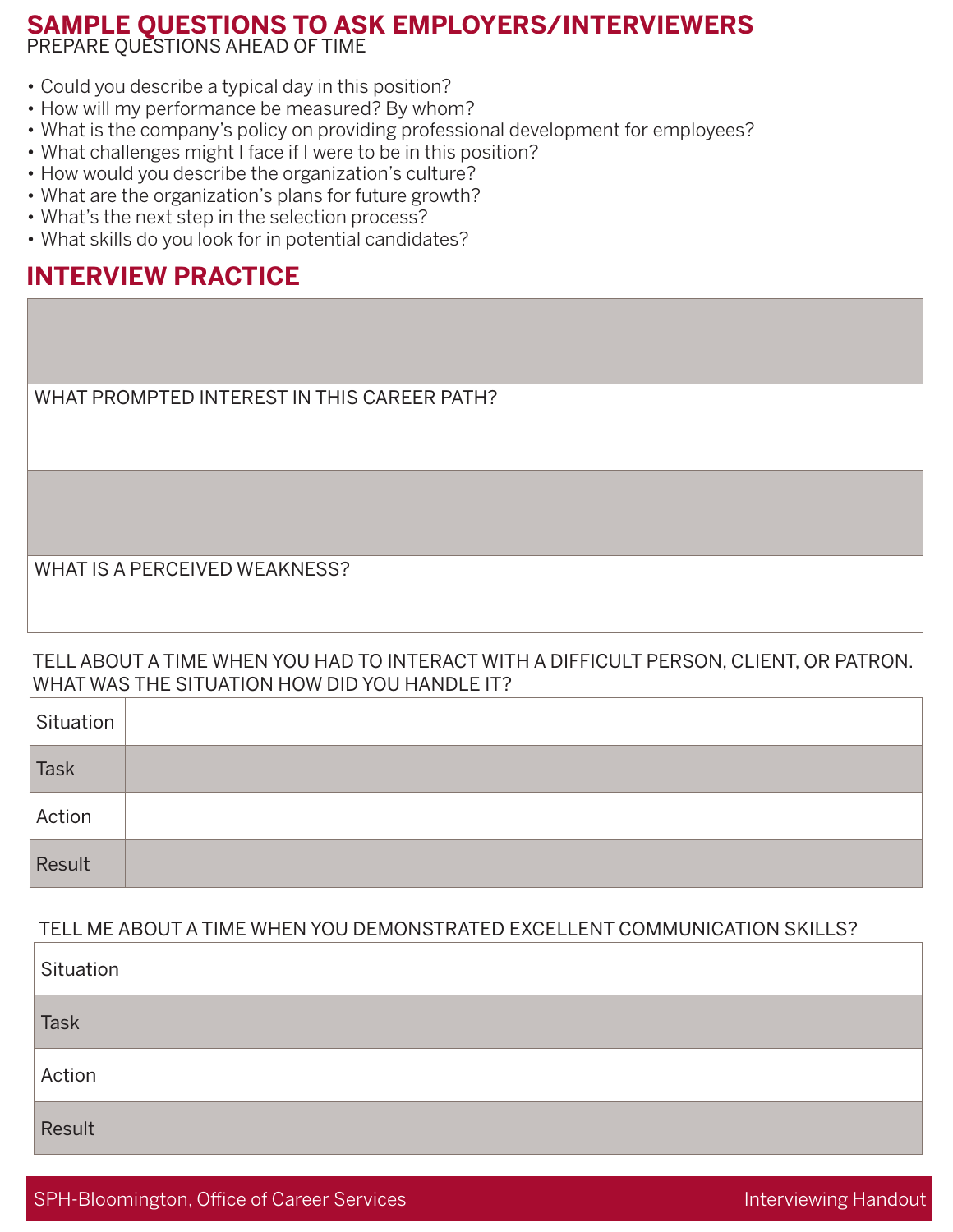## SAMPLE QUESTIONS TO ASK EMPLOYERS/INTERVIEWERS

PREPARE QUESTIONS AHEAD OF TIME

- Could you describe a typical day in this position?
- How will my performance be measured? By whom?
- What is the company's policy on providing professional development for employees?
- What challenges might I face if I were to be in this position?
- How would you describe the organization's culture?
- What are the organization's plans for future growth?
- What's the next step in the selection process?
- What skills do you look for in potential candidates?

## INTERVIEW PRACTICE

WHAT PROMPTED INTEREST IN THIS CAREER PATH?

WHAT IS A PERCEIVED WEAKNESS?

TELL ABOUT A TIME WHEN YOU HAD TO INTERACT WITH A DIFFICULT PERSON, CLIENT, OR PATRON. WHAT WAS THE SITUATION HOW DID YOU HANDLE IT?

| | |
|---|---|
| Situation | |
| Task | |
| Action | |
| Result | |

TELL ME ABOUT A TIME WHEN YOU DEMONSTRATED EXCELLENT COMMUNICATION SKILLS?

| | |
|---|---|
| Situation | |
| Task | |
| Action | |
| Result | |